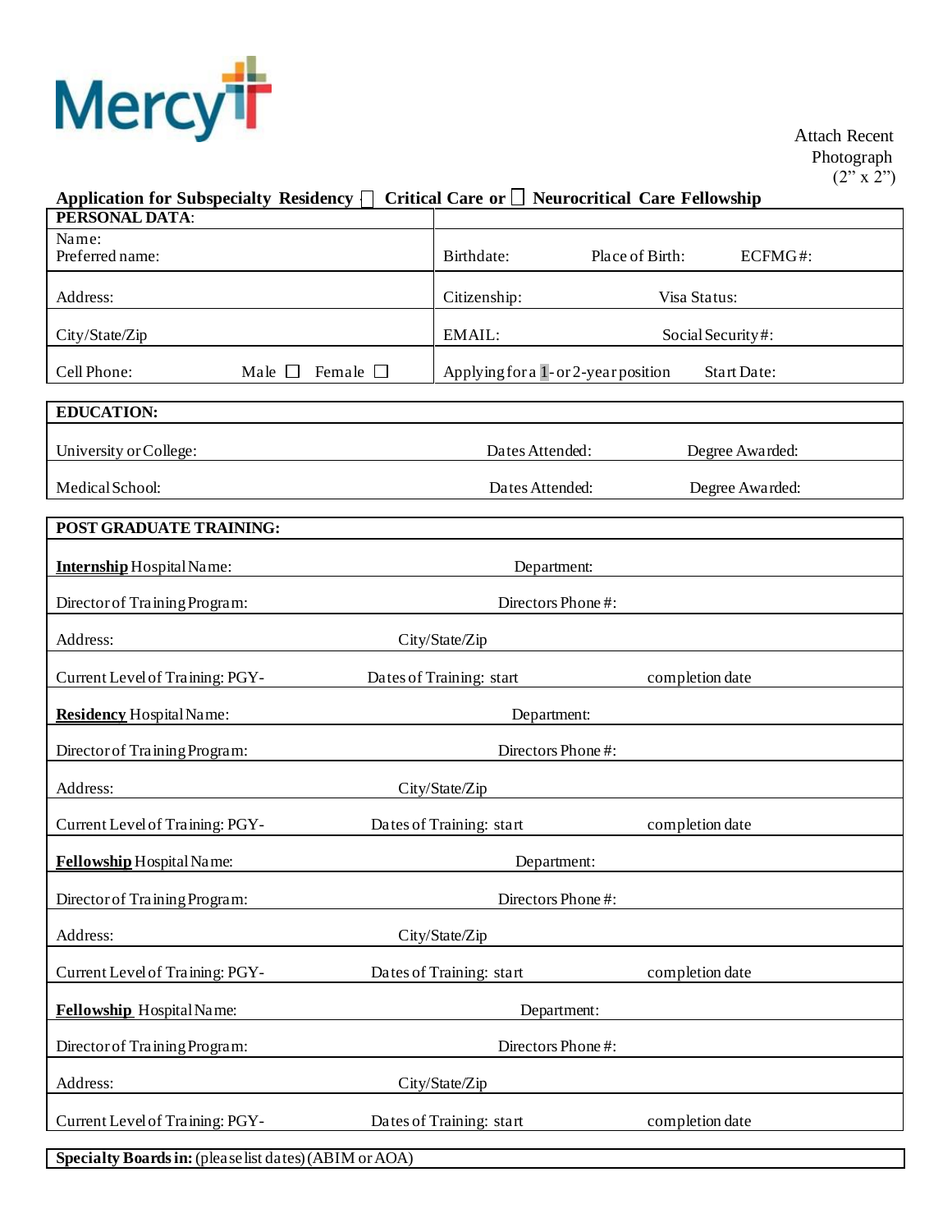Mercy

Attach Recent Photograph (2" x 2")

**Application for Subspecialty Residency ☐ Critical Care or ☐ Neurocritical Care Fellowship**

| **PERSONAL DATA**: | |
|---|---|
| Name: Preferred name: | Birthdate: Place of Birth: ECFMG#: |
| Address: | Citizenship: Visa Status: |
| City/State/Zip | EMAIL: Social Security#: |
| Cell Phone: Male ☐ Female ☐ | Applying for a 1- or 2-year position Start Date: |

| **EDUCATION:** | | |
|---|---|---|
| University or College: | Dates Attended: | Degree Awarded: |
| Medical School: | Dates Attended: | Degree Awarded: |

| **POST GRADUATE TRAINING:** | | |
|---|---|---|
| **Internship** Hospital Name: | Department: | |
| Director of Training Program: | Directors Phone #: | |
| Address: | City/State/Zip | |
| Current Level of Training: PGY- | Dates of Training: start | completion date |
| **Residency** Hospital Name: | Department: | |
| Director of Training Program: | Directors Phone #: | |
| Address: | City/State/Zip | |
| Current Level of Training: PGY- | Dates of Training: start | completion date |
| **Fellowship** Hospital Name: | Department: | |
| Director of Training Program: | Directors Phone #: | |
| Address: | City/State/Zip | |
| Current Level of Training: PGY- | Dates of Training: start | completion date |
| **Fellowship** Hospital Name: | Department: | |
| Director of Training Program: | Directors Phone #: | |
| Address: | City/State/Zip | |
| Current Level of Training: PGY- | Dates of Training: start | completion date |

**Specialty Boards in:** (please list dates) (ABIM or AOA)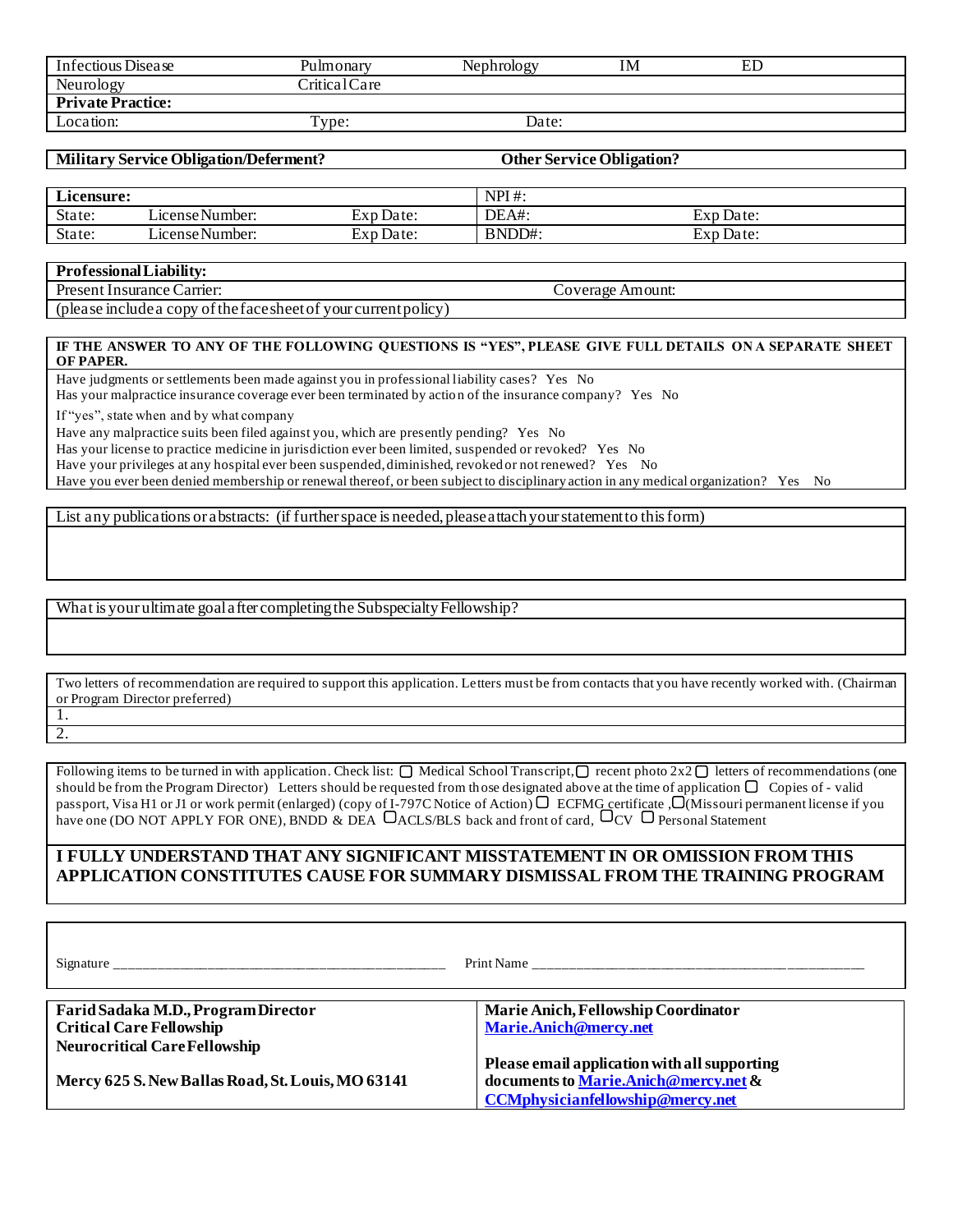| | | | | |
|---|---|---|---|---|
| Infectious Disease | Pulmonary | Nephrology | IM | ED |
| Neurology | Critical Care | | | |
| **Private Practice:** | | | | |
| Location: | Type: | Date: | | |

| | |
|---|---|
| **Military Service Obligation/Deferment?** | **Other Service Obligation?** |

| | | | | |
|---|---|---|---|---|
| **Licensure:** | | | NPI #: | |
| State: | License Number: | Exp Date: | DEA#: | Exp Date: |
| State: | License Number: | Exp Date: | BNDD#: | Exp Date: |

| | |
|---|---|
| **Professional Liability:** | |
| Present Insurance Carrier: | Coverage Amount: |
| (please include a copy of the face sheet of your current policy) | |

**IF THE ANSWER TO ANY OF THE FOLLOWING QUESTIONS IS "YES", PLEASE GIVE FULL DETAILS ON A SEPARATE SHEET OF PAPER.**

Have judgments or settlements been made against you in professional liability cases? Yes No

Has your malpractice insurance coverage ever been terminated by action of the insurance company? Yes No

If "yes", state when and by what company

Have any malpractice suits been filed against you, which are presently pending? Yes No

Has your license to practice medicine in jurisdiction ever been limited, suspended or revoked? Yes No

Have your privileges at any hospital ever been suspended, diminished, revoked or not renewed? Yes No

Have you ever been denied membership or renewal thereof, or been subject to disciplinary action in any medical organization? Yes No

List any publications or abstracts: (if further space is needed, please attach your statement to this form)

What is your ultimate goal after completing the Subspecialty Fellowship?

Two letters of recommendation are required to support this application. Letters must be from contacts that you have recently worked with. (Chairman or Program Director preferred)

1.

2.

Following items to be turned in with application. Check list: ☐ Medical School Transcript, ☐ recent photo 2x2 ☐ letters of recommendations (one should be from the Program Director) Letters should be requested from those designated above at the time of application ☐ Copies of - valid passport, Visa H1 or J1 or work permit (enlarged) (copy of I-797C Notice of Action) ☐ ECFMG certificate , ☐(Missouri permanent license if you have one (DO NOT APPLY FOR ONE), BNDD & DEA ☐ACLS/BLS back and front of card, ☐CV ☐ Personal Statement

**I FULLY UNDERSTAND THAT ANY SIGNIFICANT MISSTATEMENT IN OR OMISSION FROM THIS APPLICATION CONSTITUTES CAUSE FOR SUMMARY DISMISSAL FROM THE TRAINING PROGRAM**

Signature ________________________________________________ Print Name ________________________________________________

| | |
|---|---|
| **Farid Sadaka M.D., Program Director**<br>**Critical Care Fellowship**<br>**Neurocritical Care Fellowship**<br><br>**Mercy 625 S. New Ballas Road, St. Louis, MO 63141** | **Marie Anich, Fellowship Coordinator**<br>**Marie.Anich@mercy.net**<br><br>**Please email application with all supporting documents to Marie.Anich@mercy.net &**<br>**CCMphysicianfellowship@mercy.net** |